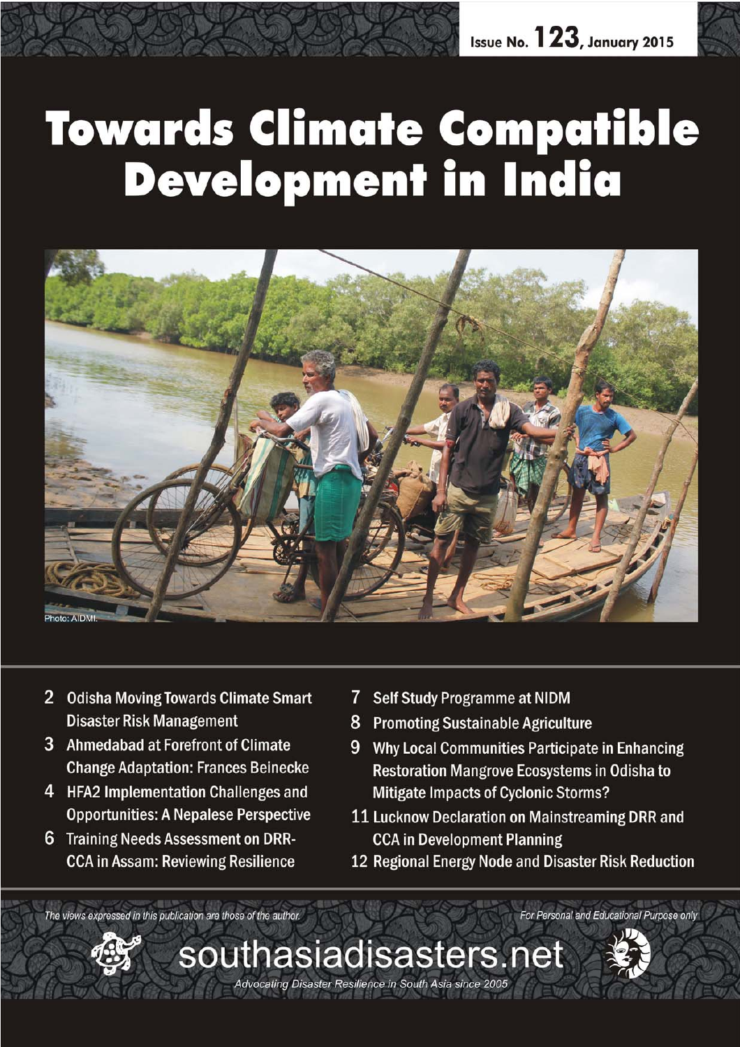Issue No. 123, January 2015

# Towards Climate Compatible Development in India

Photo: AIDMI.

- 2 Odisha Moving Towards Climate Smart Disaster Risk Management
- 3 Ahmedabad at Forefront of Climate Change Adaptation: Frances Beinecke
- 4 HFA2 Implementation Challenges and Opportunities: A Nepalese Perspective
- 6 Training Needs Assessment on DRR-CCA in Assam: Reviewing Resilience
- 7 Self Study Programme at NIDM
- 8 Promoting Sustainable Agriculture
- 9 Why Local Communities Participate in Enhancing Restoration Mangrove Ecosystems in Odisha to Mitigate Impacts of Cyclonic Storms?
- 11 Lucknow Declaration on Mainstreaming DRR and CCA in Development Planning
- 12 Regional Energy Node and Disaster Risk Reduction

*The views expressed in this publication are those of the author.*

*For Personal and Educational Purpose only*

southasiadisasters.net

*Advocating Disaster Resilience in South Asia since 2005*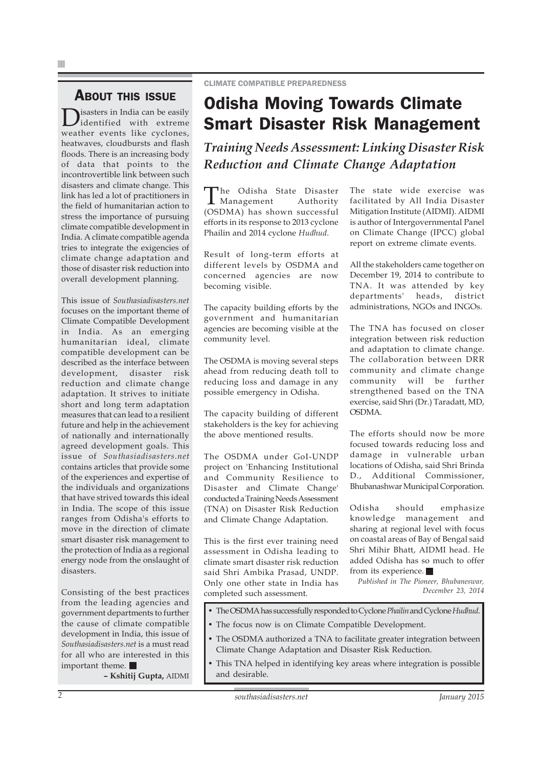## About this issue

Disasters in India can be easily identified with extreme weather events like cyclones, heatwaves, cloudbursts and flash floods. There is an increasing body of data that points to the incontrovertible link between such disasters and climate change. This link has led a lot of practitioners in the field of humanitarian action to stress the importance of pursuing climate compatible development in India. A climate compatible agenda tries to integrate the exigencies of climate change adaptation and those of disaster risk reduction into overall development planning.

This issue of *Southasiadisasters.net* focuses on the important theme of Climate Compatible Development in India. As an emerging humanitarian ideal, climate compatible development can be described as the interface between development, disaster risk reduction and climate change adaptation. It strives to initiate short and long term adaptation measures that can lead to a resilient future and help in the achievement of nationally and internationally agreed development goals. This issue of *Southasiadisasters.net* contains articles that provide some of the experiences and expertise of the individuals and organizations that have strived towards this ideal in India. The scope of this issue ranges from Odisha's efforts to move in the direction of climate smart disaster risk management to the protection of India as a regional energy node from the onslaught of disasters.

Consisting of the best practices from the leading agencies and government departments to further the cause of climate compatible development in India, this issue of *Southasiadisasters.net* is a must read for all who are interested in this important theme.

**– Kshitij Gupta,** AIDMI

CLIMATE COMPATIBLE PREPAREDNESS

# Odisha Moving Towards Climate Smart Disaster Risk Management

## *Training Needs Assessment: Linking Disaster Risk Reduction and Climate Change Adaptation*

The Odisha State Disaster Management Authority (OSDMA) has shown successful efforts in its response to 2013 cyclone Phailin and 2014 cyclone *Hudhud*.

Result of long-term efforts at different levels by OSDMA and concerned agencies are now becoming visible.

The capacity building efforts by the government and humanitarian agencies are becoming visible at the community level.

The OSDMA is moving several steps ahead from reducing death toll to reducing loss and damage in any possible emergency in Odisha.

The capacity building of different stakeholders is the key for achieving the above mentioned results.

The OSDMA under GoI-UNDP project on 'Enhancing Institutional and Community Resilience to Disaster and Climate Change' conducted a Training Needs Assessment (TNA) on Disaster Risk Reduction and Climate Change Adaptation.

This is the first ever training need assessment in Odisha leading to climate smart disaster risk reduction said Shri Ambika Prasad, UNDP. Only one other state in India has completed such assessment.

The state wide exercise was facilitated by All India Disaster Mitigation Institute (AIDMI). AIDMI is author of Intergovernmental Panel on Climate Change (IPCC) global report on extreme climate events.

All the stakeholders came together on December 19, 2014 to contribute to TNA. It was attended by key departments' heads, district administrations, NGOs and INGOs.

The TNA has focused on closer integration between risk reduction and adaptation to climate change. The collaboration between DRR community and climate change community will be further strengthened based on the TNA exercise, said Shri (Dr.) Taradatt, MD, OSDMA.

The efforts should now be more focused towards reducing loss and damage in vulnerable urban locations of Odisha, said Shri Brinda D., Additional Commissioner, Bhubanashwar Municipal Corporation.

Odisha should emphasize knowledge management and sharing at regional level with focus on coastal areas of Bay of Bengal said Shri Mihir Bhatt, AIDMI head. He added Odisha has so much to offer from its experience.

*Published in The Pioneer, Bhubaneswar, December 23, 2014*

- The OSDMA has successfully responded to Cyclone *Phailin* and Cyclone *Hudhud*.
- The focus now is on Climate Compatible Development.
- The OSDMA authorized a TNA to facilitate greater integration between Climate Change Adaptation and Disaster Risk Reduction.
- This TNA helped in identifying key areas where integration is possible and desirable.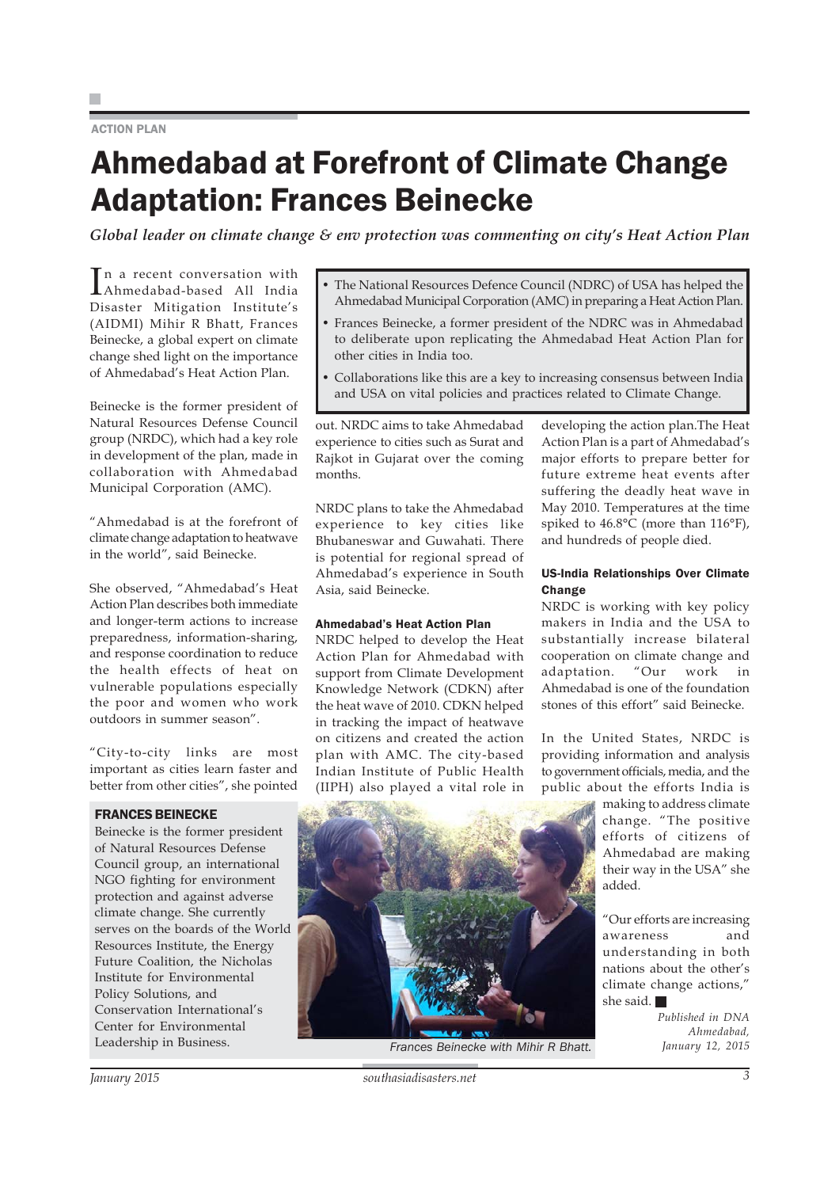ACTION PLAN

# Ahmedabad at Forefront of Climate Change Adaptation: Frances Beinecke

*Global leader on climate change & env protection was commenting on city's Heat Action Plan*

- The National Resources Defence Council (NDRC) of USA has helped the Ahmedabad Municipal Corporation (AMC) in preparing a Heat Action Plan.
- Frances Beinecke, a former president of the NDRC was in Ahmedabad to deliberate upon replicating the Ahmedabad Heat Action Plan for other cities in India too.
- Collaborations like this are a key to increasing consensus between India and USA on vital policies and practices related to Climate Change.

In a recent conversation with Ahmedabad-based All India Disaster Mitigation Institute's (AIDMI) Mihir R Bhatt, Frances Beinecke, a global expert on climate change shed light on the importance of Ahmedabad's Heat Action Plan.

Beinecke is the former president of Natural Resources Defense Council group (NRDC), which had a key role in development of the plan, made in collaboration with Ahmedabad Municipal Corporation (AMC).

"Ahmedabad is at the forefront of climate change adaptation to heatwave in the world", said Beinecke.

She observed, "Ahmedabad's Heat Action Plan describes both immediate and longer-term actions to increase preparedness, information-sharing, and response coordination to reduce the health effects of heat on vulnerable populations especially the poor and women who work outdoors in summer season".

"City-to-city links are most important as cities learn faster and better from other cities", she pointed out. NRDC aims to take Ahmedabad experience to cities such as Surat and Rajkot in Gujarat over the coming months.

NRDC plans to take the Ahmedabad experience to key cities like Bhubaneswar and Guwahati. There is potential for regional spread of Ahmedabad's experience in South Asia, said Beinecke.

### Ahmedabad's Heat Action Plan

NRDC helped to develop the Heat Action Plan for Ahmedabad with support from Climate Development Knowledge Network (CDKN) after the heat wave of 2010. CDKN helped in tracking the impact of heatwave on citizens and created the action plan with AMC. The city-based Indian Institute of Public Health (IIPH) also played a vital role in developing the action plan.The Heat Action Plan is a part of Ahmedabad's major efforts to prepare better for future extreme heat events after suffering the deadly heat wave in May 2010. Temperatures at the time spiked to 46.8°C (more than 116°F), and hundreds of people died.

### US-India Relationships Over Climate Change

NRDC is working with key policy makers in India and the USA to substantially increase bilateral cooperation on climate change and adaptation. "Our work in Ahmedabad is one of the foundation stones of this effort" said Beinecke.

In the United States, NRDC is providing information and analysis to government officials, media, and the public about the efforts India is making to address climate change. "The positive efforts of citizens of Ahmedabad are making their way in the USA" she added.

"Our efforts are increasing awareness and understanding in both nations about the other's climate change actions," she said.

*Published in DNA Ahmedabad, January 12, 2015*

**FRANCES BEINECKE**

Beinecke is the former president of Natural Resources Defense Council group, an international NGO fighting for environment protection and against adverse climate change. She currently serves on the boards of the World Resources Institute, the Energy Future Coalition, the Nicholas Institute for Environmental Policy Solutions, and Conservation International's Center for Environmental Leadership in Business.

Frances Beinecke with Mihir R Bhatt.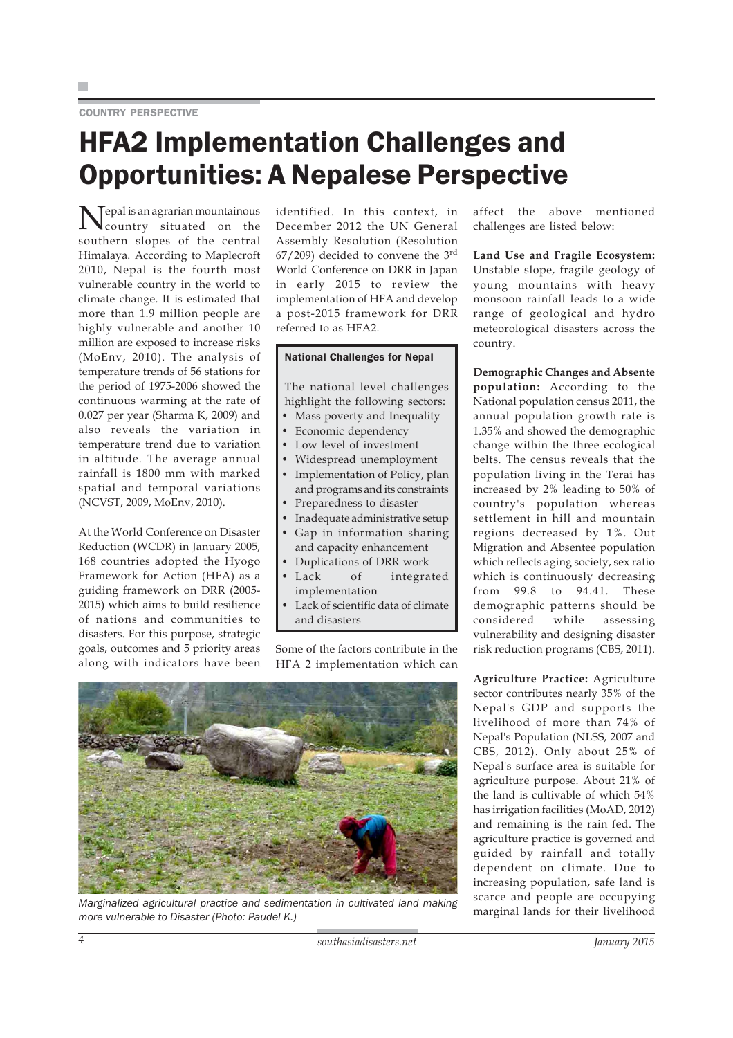COUNTRY PERSPECTIVE

# HFA2 Implementation Challenges and Opportunities: A Nepalese Perspective

Nepal is an agrarian mountainous country situated on the southern slopes of the central Himalaya. According to Maplecroft 2010, Nepal is the fourth most vulnerable country in the world to climate change. It is estimated that more than 1.9 million people are highly vulnerable and another 10 million are exposed to increase risks (MoEnv, 2010). The analysis of temperature trends of 56 stations for the period of 1975-2006 showed the continuous warming at the rate of 0.027 per year (Sharma K, 2009) and also reveals the variation in temperature trend due to variation in altitude. The average annual rainfall is 1800 mm with marked spatial and temporal variations (NCVST, 2009, MoEnv, 2010).

At the World Conference on Disaster Reduction (WCDR) in January 2005, 168 countries adopted the Hyogo Framework for Action (HFA) as a guiding framework on DRR (2005-2015) which aims to build resilience of nations and communities to disasters. For this purpose, strategic goals, outcomes and 5 priority areas along with indicators have been identified. In this context, in December 2012 the UN General Assembly Resolution (Resolution 67/209) decided to convene the 3rd World Conference on DRR in Japan in early 2015 to review the implementation of HFA and develop a post-2015 framework for DRR referred to as HFA2.

#### National Challenges for Nepal

The national level challenges highlight the following sectors:

- Mass poverty and Inequality
- Economic dependency
- Low level of investment
- Widespread unemployment
- Implementation of Policy, plan and programs and its constraints
- Preparedness to disaster
- Inadequate administrative setup
- Gap in information sharing and capacity enhancement
- Duplications of DRR work
- Lack of integrated implementation
- Lack of scientific data of climate and disasters

Some of the factors contribute in the HFA 2 implementation which can affect the above mentioned challenges are listed below:

**Land Use and Fragile Ecosystem:** Unstable slope, fragile geology of young mountains with heavy monsoon rainfall leads to a wide range of geological and hydro meteorological disasters across the country.

**Demographic Changes and Absente population:** According to the National population census 2011, the annual population growth rate is 1.35% and showed the demographic change within the three ecological belts. The census reveals that the population living in the Terai has increased by 2% leading to 50% of country's population whereas settlement in hill and mountain regions decreased by 1%. Out Migration and Absentee population which reflects aging society, sex ratio which is continuously decreasing from 99.8 to 94.41. These demographic patterns should be considered while assessing vulnerability and designing disaster risk reduction programs (CBS, 2011).

*Marginalized agricultural practice and sedimentation in cultivated land making more vulnerable to Disaster (Photo: Paudel K.)*

**Agriculture Practice:** Agriculture sector contributes nearly 35% of the Nepal's GDP and supports the livelihood of more than 74% of Nepal's Population (NLSS, 2007 and CBS, 2012). Only about 25% of Nepal's surface area is suitable for agriculture purpose. About 21% of the land is cultivable of which 54% has irrigation facilities (MoAD, 2012) and remaining is the rain fed. The agriculture practice is governed and guided by rainfall and totally dependent on climate. Due to increasing population, safe land is scarce and people are occupying marginal lands for their livelihood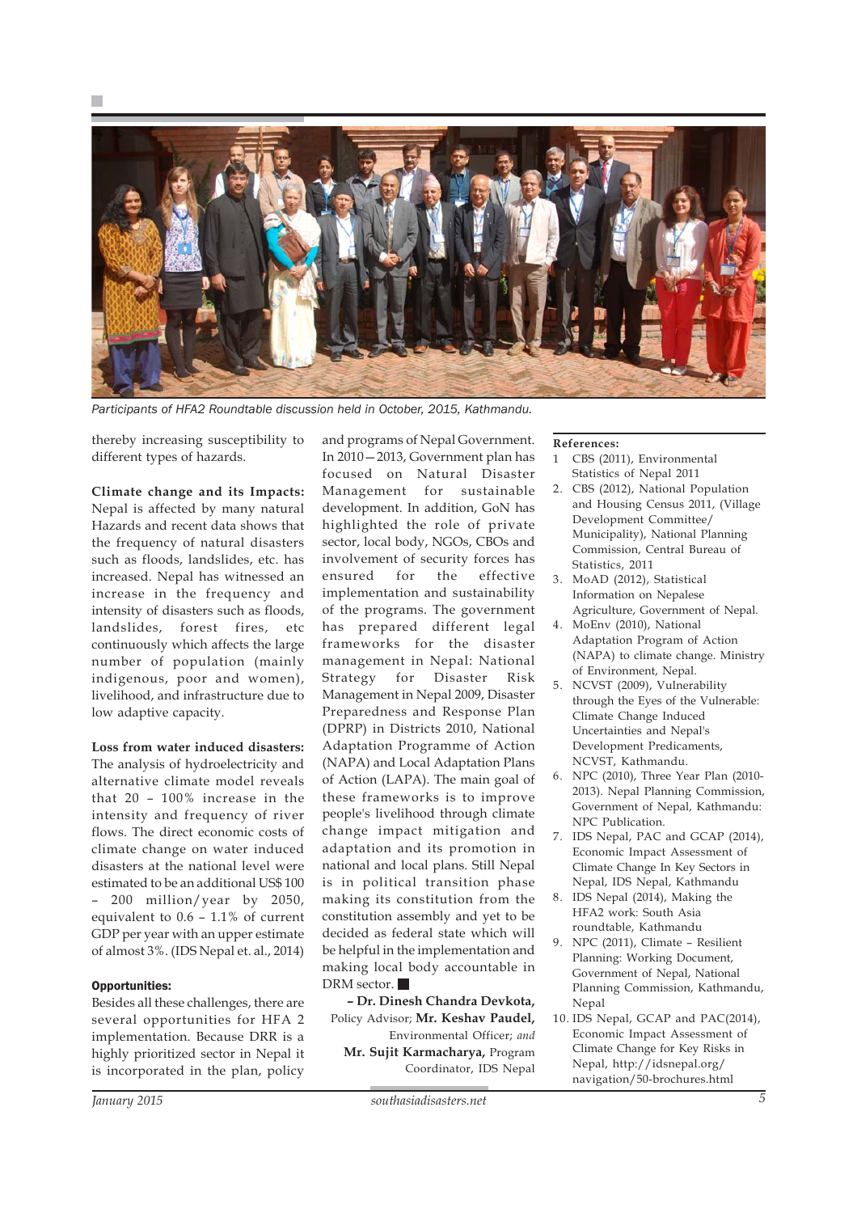*Participants of HFA2 Roundtable discussion held in October, 2015, Kathmandu.*

thereby increasing susceptibility to different types of hazards.

**Climate change and its Impacts:** Nepal is affected by many natural Hazards and recent data shows that the frequency of natural disasters such as floods, landslides, etc. has increased. Nepal has witnessed an increase in the frequency and intensity of disasters such as floods, landslides, forest fires, etc continuously which affects the large number of population (mainly indigenous, poor and women), livelihood, and infrastructure due to low adaptive capacity.

**Loss from water induced disasters:** The analysis of hydroelectricity and alternative climate model reveals that 20 – 100% increase in the intensity and frequency of river flows. The direct economic costs of climate change on water induced disasters at the national level were estimated to be an additional US$ 100 – 200 million/year by 2050, equivalent to 0.6 – 1.1% of current GDP per year with an upper estimate of almost 3%. (IDS Nepal et. al., 2014)

**Opportunities:**

Besides all these challenges, there are several opportunities for HFA 2 implementation. Because DRR is a highly prioritized sector in Nepal it is incorporated in the plan, policy and programs of Nepal Government. In 2010—2013, Government plan has focused on Natural Disaster Management for sustainable development. In addition, GoN has highlighted the role of private sector, local body, NGOs, CBOs and involvement of security forces has ensured for the effective implementation and sustainability of the programs. The government has prepared different legal frameworks for the disaster management in Nepal: National Strategy for Disaster Risk Management in Nepal 2009, Disaster Preparedness and Response Plan (DPRP) in Districts 2010, National Adaptation Programme of Action (NAPA) and Local Adaptation Plans of Action (LAPA). The main goal of these frameworks is to improve people's livelihood through climate change impact mitigation and adaptation and its promotion in national and local plans. Still Nepal is in political transition phase making its constitution from the constitution assembly and yet to be decided as federal state which will be helpful in the implementation and making local body accountable in DRM sector. ■

**– Dr. Dinesh Chandra Devkota,** Policy Advisor; **Mr. Keshav Paudel,** Environmental Officer; *and* **Mr. Sujit Karmacharya,** Program Coordinator, IDS Nepal

**References:**

1. CBS (2011), Environmental Statistics of Nepal 2011
2. CBS (2012), National Population and Housing Census 2011, (Village Development Committee/ Municipality), National Planning Commission, Central Bureau of Statistics, 2011
3. MoAD (2012), Statistical Information on Nepalese Agriculture, Government of Nepal.
4. MoEnv (2010), National Adaptation Program of Action (NAPA) to climate change. Ministry of Environment, Nepal.
5. NCVST (2009), Vulnerability through the Eyes of the Vulnerable: Climate Change Induced Uncertainties and Nepal's Development Predicaments, NCVST, Kathmandu.
6. NPC (2010), Three Year Plan (2010-2013). Nepal Planning Commission, Government of Nepal, Kathmandu: NPC Publication.
7. IDS Nepal, PAC and GCAP (2014), Economic Impact Assessment of Climate Change In Key Sectors in Nepal, IDS Nepal, Kathmandu
8. IDS Nepal (2014), Making the HFA2 work: South Asia roundtable, Kathmandu
9. NPC (2011), Climate – Resilient Planning: Working Document, Government of Nepal, National Planning Commission, Kathmandu, Nepal
10. IDS Nepal, GCAP and PAC(2014), Economic Impact Assessment of Climate Change for Key Risks in Nepal, http://idsnepal.org/navigation/50-brochures.html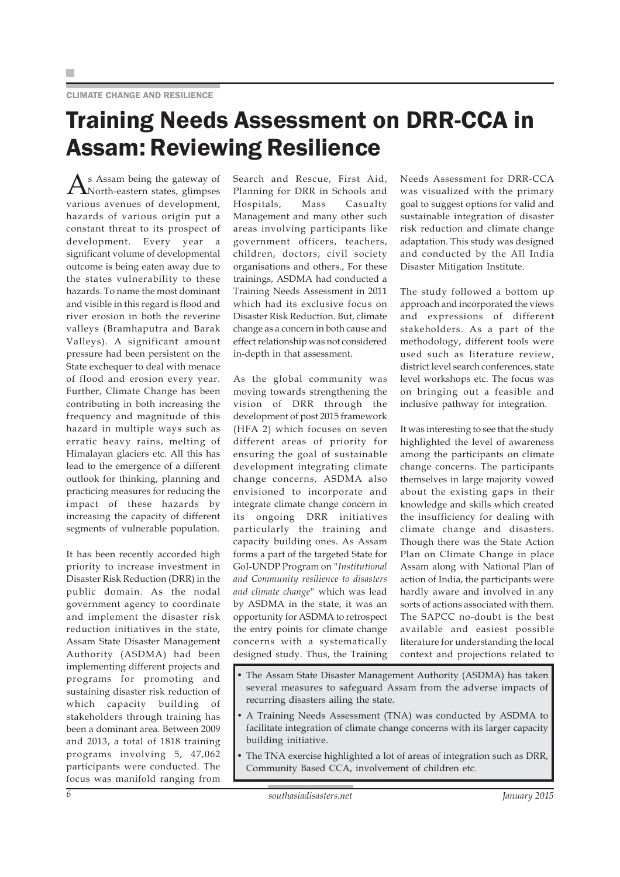CLIMATE CHANGE AND RESILIENCE

# Training Needs Assessment on DRR-CCA in Assam: Reviewing Resilience

As Assam being the gateway of North-eastern states, glimpses various avenues of development, hazards of various origin put a constant threat to its prospect of development. Every year a significant volume of developmental outcome is being eaten away due to the states vulnerability to these hazards. To name the most dominant and visible in this regard is flood and river erosion in both the reverine valleys (Bramhaputra and Barak Valleys). A significant amount pressure had been persistent on the State exchequer to deal with menace of flood and erosion every year. Further, Climate Change has been contributing in both increasing the frequency and magnitude of this hazard in multiple ways such as erratic heavy rains, melting of Himalayan glaciers etc. All this has lead to the emergence of a different outlook for thinking, planning and practicing measures for reducing the impact of these hazards by increasing the capacity of different segments of vulnerable population.

It has been recently accorded high priority to increase investment in Disaster Risk Reduction (DRR) in the public domain. As the nodal government agency to coordinate and implement the disaster risk reduction initiatives in the state, Assam State Disaster Management Authority (ASDMA) had been implementing different projects and programs for promoting and sustaining disaster risk reduction of which capacity building of stakeholders through training has been a dominant area. Between 2009 and 2013, a total of 1818 training programs involving 5, 47,062 participants were conducted. The focus was manifold ranging from Search and Rescue, First Aid, Planning for DRR in Schools and Hospitals, Mass Casualty Management and many other such areas involving participants like government officers, teachers, children, doctors, civil society organisations and others., For these trainings, ASDMA had conducted a Training Needs Assessment in 2011 which had its exclusive focus on Disaster Risk Reduction. But, climate change as a concern in both cause and effect relationship was not considered in-depth in that assessment.

As the global community was moving towards strengthening the vision of DRR through the development of post 2015 framework (HFA 2) which focuses on seven different areas of priority for ensuring the goal of sustainable development integrating climate change concerns, ASDMA also envisioned to incorporate and integrate climate change concern in its ongoing DRR initiatives particularly the training and capacity building ones. As Assam forms a part of the targeted State for GoI-UNDP Program on "*Institutional and Community resilience to disasters and climate change*" which was lead by ASDMA in the state, it was an opportunity for ASDMA to retrospect the entry points for climate change concerns with a systematically designed study. Thus, the Training Needs Assessment for DRR-CCA was visualized with the primary goal to suggest options for valid and sustainable integration of disaster risk reduction and climate change adaptation. This study was designed and conducted by the All India Disaster Mitigation Institute.

The study followed a bottom up approach and incorporated the views and expressions of different stakeholders. As a part of the methodology, different tools were used such as literature review, district level search conferences, state level workshops etc. The focus was on bringing out a feasible and inclusive pathway for integration.

It was interesting to see that the study highlighted the level of awareness among the participants on climate change concerns. The participants themselves in large majority vowed about the existing gaps in their knowledge and skills which created the insufficiency for dealing with climate change and disasters. Though there was the State Action Plan on Climate Change in place Assam along with National Plan of action of India, the participants were hardly aware and involved in any sorts of actions associated with them. The SAPCC no-doubt is the best available and easiest possible literature for understanding the local context and projections related to

- The Assam State Disaster Management Authority (ASDMA) has taken several measures to safeguard Assam from the adverse impacts of recurring disasters ailing the state.
- A Training Needs Assessment (TNA) was conducted by ASDMA to facilitate integration of climate change concerns with its larger capacity building initiative.
- The TNA exercise highlighted a lot of areas of integration such as DRR, Community Based CCA, involvement of children etc.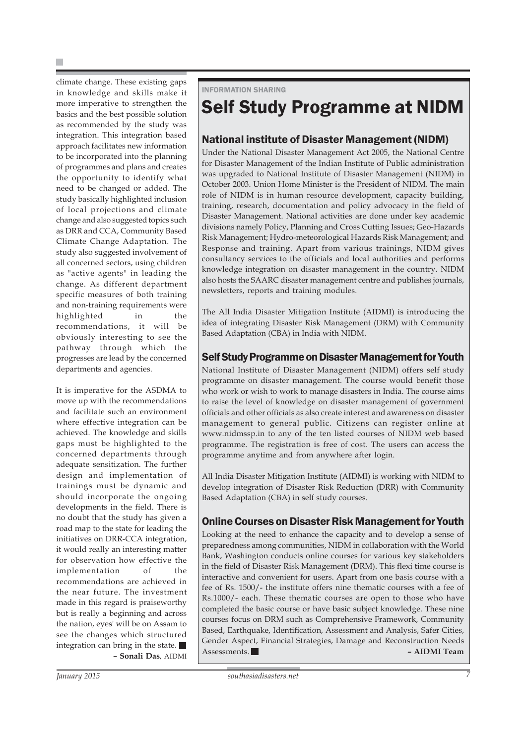climate change. These existing gaps in knowledge and skills make it more imperative to strengthen the basics and the best possible solution as recommended by the study was integration. This integration based approach facilitates new information to be incorporated into the planning of programmes and plans and creates the opportunity to identify what need to be changed or added. The study basically highlighted inclusion of local projections and climate change and also suggested topics such as DRR and CCA, Community Based Climate Change Adaptation. The study also suggested involvement of all concerned sectors, using children as "active agents" in leading the change. As different department specific measures of both training and non-training requirements were highlighted in the recommendations, it will be obviously interesting to see the pathway through which the progresses are lead by the concerned departments and agencies.

It is imperative for the ASDMA to move up with the recommendations and facilitate such an environment where effective integration can be achieved. The knowledge and skills gaps must be highlighted to the concerned departments through adequate sensitization. The further design and implementation of trainings must be dynamic and should incorporate the ongoing developments in the field. There is no doubt that the study has given a road map to the state for leading the initiatives on DRR-CCA integration, it would really an interesting matter for observation how effective the implementation of the recommendations are achieved in the near future. The investment made in this regard is praiseworthy but is really a beginning and across the nation, eyes' will be on Assam to see the changes which structured integration can bring in the state. ■

**– Sonali Das**, AIDMI

INFORMATION SHARING

# Self Study Programme at NIDM

## National institute of Disaster Management (NIDM)

Under the National Disaster Management Act 2005, the National Centre for Disaster Management of the Indian Institute of Public administration was upgraded to National Institute of Disaster Management (NIDM) in October 2003. Union Home Minister is the President of NIDM. The main role of NIDM is in human resource development, capacity building, training, research, documentation and policy advocacy in the field of Disaster Management. National activities are done under key academic divisions namely Policy, Planning and Cross Cutting Issues; Geo-Hazards Risk Management; Hydro-meteorological Hazards Risk Management; and Response and training. Apart from various trainings, NIDM gives consultancy services to the officials and local authorities and performs knowledge integration on disaster management in the country. NIDM also hosts the SAARC disaster management centre and publishes journals, newsletters, reports and training modules.

The All India Disaster Mitigation Institute (AIDMI) is introducing the idea of integrating Disaster Risk Management (DRM) with Community Based Adaptation (CBA) in India with NIDM.

## Self Study Programme on Disaster Management for Youth

National Institute of Disaster Management (NIDM) offers self study programme on disaster management. The course would benefit those who work or wish to work to manage disasters in India. The course aims to raise the level of knowledge on disaster management of government officials and other officials as also create interest and awareness on disaster management to general public. Citizens can register online at www.nidmssp.in to any of the ten listed courses of NIDM web based programme. The registration is free of cost. The users can access the programme anytime and from anywhere after login.

All India Disaster Mitigation Institute (AIDMI) is working with NIDM to develop integration of Disaster Risk Reduction (DRR) with Community Based Adaptation (CBA) in self study courses.

## Online Courses on Disaster Risk Management for Youth

Looking at the need to enhance the capacity and to develop a sense of preparedness among communities, NIDM in collaboration with the World Bank, Washington conducts online courses for various key stakeholders in the field of Disaster Risk Management (DRM). This flexi time course is interactive and convenient for users. Apart from one basis course with a fee of Rs. 1500/- the institute offers nine thematic courses with a fee of Rs.1000/- each. These thematic courses are open to those who have completed the basic course or have basic subject knowledge. These nine courses focus on DRM such as Comprehensive Framework, Community Based, Earthquake, Identification, Assessment and Analysis, Safer Cities, Gender Aspect, Financial Strategies, Damage and Reconstruction Needs Assessments. ■

**– AIDMI Team**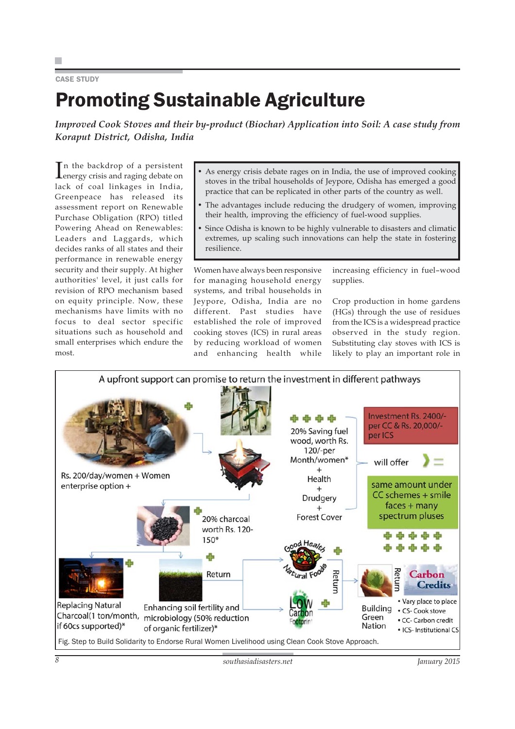CASE STUDY

# Promoting Sustainable Agriculture

*Improved Cook Stoves and their by-product (Biochar) Application into Soil: A case study from Koraput District, Odisha, India*

> - As energy crisis debate rages on in India, the use of improved cooking stoves in the tribal households of Jeypore, Odisha has emerged a good practice that can be replicated in other parts of the country as well.
> - The advantages include reducing the drudgery of women, improving their health, improving the efficiency of fuel-wood supplies.
> - Since Odisha is known to be highly vulnerable to disasters and climatic extremes, up scaling such innovations can help the state in fostering resilience.

In the backdrop of a persistent energy crisis and raging debate on lack of coal linkages in India, Greenpeace has released its assessment report on Renewable Purchase Obligation (RPO) titled Powering Ahead on Renewables: Leaders and Laggards, which decides ranks of all states and their performance in renewable energy security and their supply. At higher authorities' level, it just calls for revision of RPO mechanism based on equity principle. Now, these mechanisms have limits with no focus to deal sector specific situations such as household and small enterprises which endure the most.

Women have always been responsive for managing household energy systems, and tribal households in Jeypore, Odisha, India are no different. Past studies have established the role of improved cooking stoves (ICS) in rural areas by reducing workload of women and enhancing health while increasing efficiency in fuel–wood supplies.

Crop production in home gardens (HGs) through the use of residues from the ICS is a widespread practice observed in the study region. Substituting clay stoves with ICS is likely to play an important role in

A upfront support can promise to return the investment in different pathways

Rs. 200/day/women + Women enterprise option +

20% Saving fuel wood, worth Rs. 120/-per Month/women* + Health + Drudgery + Forest Cover

Investment Rs. 2400/- per CC & Rs. 20,000/- per ICS

will offer

same amount under CC schemes + smile faces + many spectrum pluses

20% charcoal worth Rs. 120-150*

Return

Good Health / Natural Foods

Low Carbon Footprint

Return

Carbon Credits

Replacing Natural Charcoal(1 ton/month, if 60cs supported)*

Enhancing soil fertility and microbiology (50% reduction of organic fertilizer)*

Building Green Nation

- Vary place to place
- CS- Cook stove
- CC- Carbon credit
- ICS- Institutional CS

Fig. Step to Build Solidarity to Endorse Rural Women Livelihood using Clean Cook Stove Approach.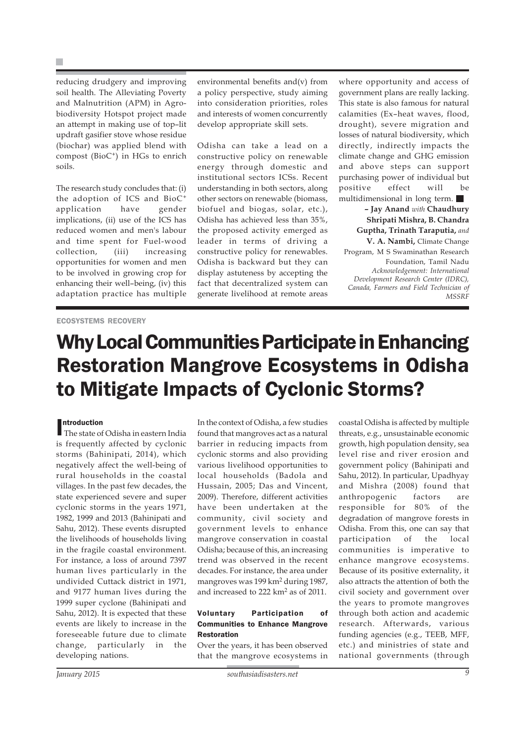reducing drudgery and improving soil health. The Alleviating Poverty and Malnutrition (APM) in Agro-biodiversity Hotspot project made an attempt in making use of top–lit updraft gasifier stove whose residue (biochar) was applied blend with compost ($BioC^+$) in HGs to enrich soils.

The research study concludes that: (i) the adoption of ICS and $BioC^+$ application have gender implications, (ii) use of the ICS has reduced women and men's labour and time spent for Fuel-wood collection, (iii) increasing opportunities for women and men to be involved in growing crop for enhancing their well–being, (iv) this adaptation practice has multiple environmental benefits and(v) from a policy perspective, study aiming into consideration priorities, roles and interests of women concurrently develop appropriate skill sets.

Odisha can take a lead on a constructive policy on renewable energy through domestic and institutional sectors ICSs. Recent understanding in both sectors, along other sectors on renewable (biomass, biofuel and biogas, solar, etc.), Odisha has achieved less than 35%, the proposed activity emerged as leader in terms of driving a constructive policy for renewables. Odisha is backward but they can display astuteness by accepting the fact that decentralized system can generate livelihood at remote areas where opportunity and access of government plans are really lacking. This state is also famous for natural calamities (Ex–heat waves, flood, drought), severe migration and losses of natural biodiversity, which directly, indirectly impacts the climate change and GHG emission and above steps can support purchasing power of individual but positive effect will be multidimensional in long term. ■

**– Jay Anand** *with* **Chaudhury Shripati Mishra, B. Chandra Guptha, Trinath Taraputia,** *and* **V. A. Nambi,** Climate Change Program, M S Swaminathan Research Foundation, Tamil Nadu

*Acknowledgement: International Development Research Center (IDRC), Canada, Farmers and Field Technician of MSSRF*

ECOSYSTEMS RECOVERY

# Why Local Communities Participate in Enhancing Restoration Mangrove Ecosystems in Odisha to Mitigate Impacts of Cyclonic Storms?

## Introduction

The state of Odisha in eastern India is frequently affected by cyclonic storms (Bahinipati, 2014), which negatively affect the well-being of rural households in the coastal villages. In the past few decades, the state experienced severe and super cyclonic storms in the years 1971, 1982, 1999 and 2013 (Bahinipati and Sahu, 2012). These events disrupted the livelihoods of households living in the fragile coastal environment. For instance, a loss of around 7397 human lives particularly in the undivided Cuttack district in 1971, and 9177 human lives during the 1999 super cyclone (Bahinipati and Sahu, 2012). It is expected that these events are likely to increase in the foreseeable future due to climate change, particularly in the developing nations.

In the context of Odisha, a few studies found that mangroves act as a natural barrier in reducing impacts from cyclonic storms and also providing various livelihood opportunities to local households (Badola and Hussain, 2005; Das and Vincent, 2009). Therefore, different activities have been undertaken at the community, civil society and government levels to enhance mangrove conservation in coastal Odisha; because of this, an increasing trend was observed in the recent decades. For instance, the area under mangroves was 199 $km^2$ during 1987, and increased to 222 $km^2$ as of 2011.

### Voluntary Participation of Communities to Enhance Mangrove Restoration

Over the years, it has been observed that the mangrove ecosystems in coastal Odisha is affected by multiple threats, e.g., unsustainable economic growth, high population density, sea level rise and river erosion and government policy (Bahinipati and Sahu, 2012). In particular, Upadhyay and Mishra (2008) found that anthropogenic factors are responsible for 80% of the degradation of mangrove forests in Odisha. From this, one can say that participation of the local communities is imperative to enhance mangrove ecosystems. Because of its positive externality, it also attracts the attention of both the civil society and government over the years to promote mangroves through both action and academic research. Afterwards, various funding agencies (e.g., TEEB, MFF, etc.) and ministries of state and national governments (through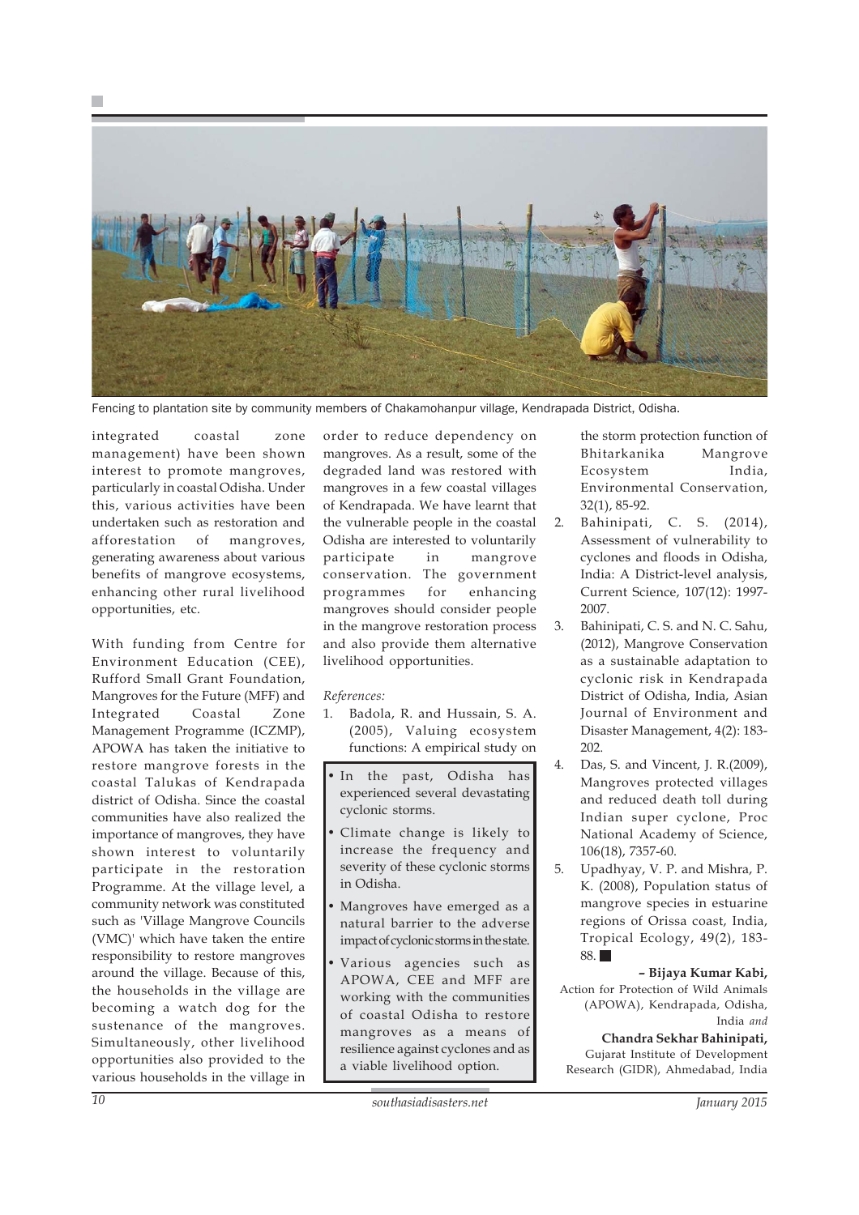Fencing to plantation site by community members of Chakamohanpur village, Kendrapada District, Odisha.

integrated coastal zone management) have been shown interest to promote mangroves, particularly in coastal Odisha. Under this, various activities have been undertaken such as restoration and afforestation of mangroves, generating awareness about various benefits of mangrove ecosystems, enhancing other rural livelihood opportunities, etc.

With funding from Centre for Environment Education (CEE), Rufford Small Grant Foundation, Mangroves for the Future (MFF) and Integrated Coastal Zone Management Programme (ICZMP), APOWA has taken the initiative to restore mangrove forests in the coastal Talukas of Kendrapada district of Odisha. Since the coastal communities have also realized the importance of mangroves, they have shown interest to voluntarily participate in the restoration Programme. At the village level, a community network was constituted such as 'Village Mangrove Councils (VMC)' which have taken the entire responsibility to restore mangroves around the village. Because of this, the households in the village are becoming a watch dog for the sustenance of the mangroves. Simultaneously, other livelihood opportunities also provided to the various households in the village in order to reduce dependency on mangroves. As a result, some of the degraded land was restored with mangroves in a few coastal villages of Kendrapada. We have learnt that the vulnerable people in the coastal Odisha are interested to voluntarily participate in mangrove conservation. The government programmes for enhancing mangroves should consider people in the mangrove restoration process and also provide them alternative livelihood opportunities.

- In the past, Odisha has experienced several devastating cyclonic storms.
- Climate change is likely to increase the frequency and severity of these cyclonic storms in Odisha.
- Mangroves have emerged as a natural barrier to the adverse impact of cyclonic storms in the state.
- Various agencies such as APOWA, CEE and MFF are working with the communities of coastal Odisha to restore mangroves as a means of resilience against cyclones and as a viable livelihood option.

*References:*

1. Badola, R. and Hussain, S. A. (2005), Valuing ecosystem functions: A empirical study on the storm protection function of Bhitarkanika Mangrove Ecosystem India, Environmental Conservation, 32(1), 85-92.
2. Bahinipati, C. S. (2014), Assessment of vulnerability to cyclones and floods in Odisha, India: A District-level analysis, Current Science, 107(12): 1997-2007.
3. Bahinipati, C. S. and N. C. Sahu, (2012), Mangrove Conservation as a sustainable adaptation to cyclonic risk in Kendrapada District of Odisha, India, Asian Journal of Environment and Disaster Management, 4(2): 183-202.
4. Das, S. and Vincent, J. R.(2009), Mangroves protected villages and reduced death toll during Indian super cyclone, Proc National Academy of Science, 106(18), 7357-60.
5. Upadhyay, V. P. and Mishra, P. K. (2008), Population status of mangrove species in estuarine regions of Orissa coast, India, Tropical Ecology, 49(2), 183-88. ■

**– Bijaya Kumar Kabi,**
Action for Protection of Wild Animals (APOWA), Kendrapada, Odisha, India *and*

**Chandra Sekhar Bahinipati,**
Gujarat Institute of Development Research (GIDR), Ahmedabad, India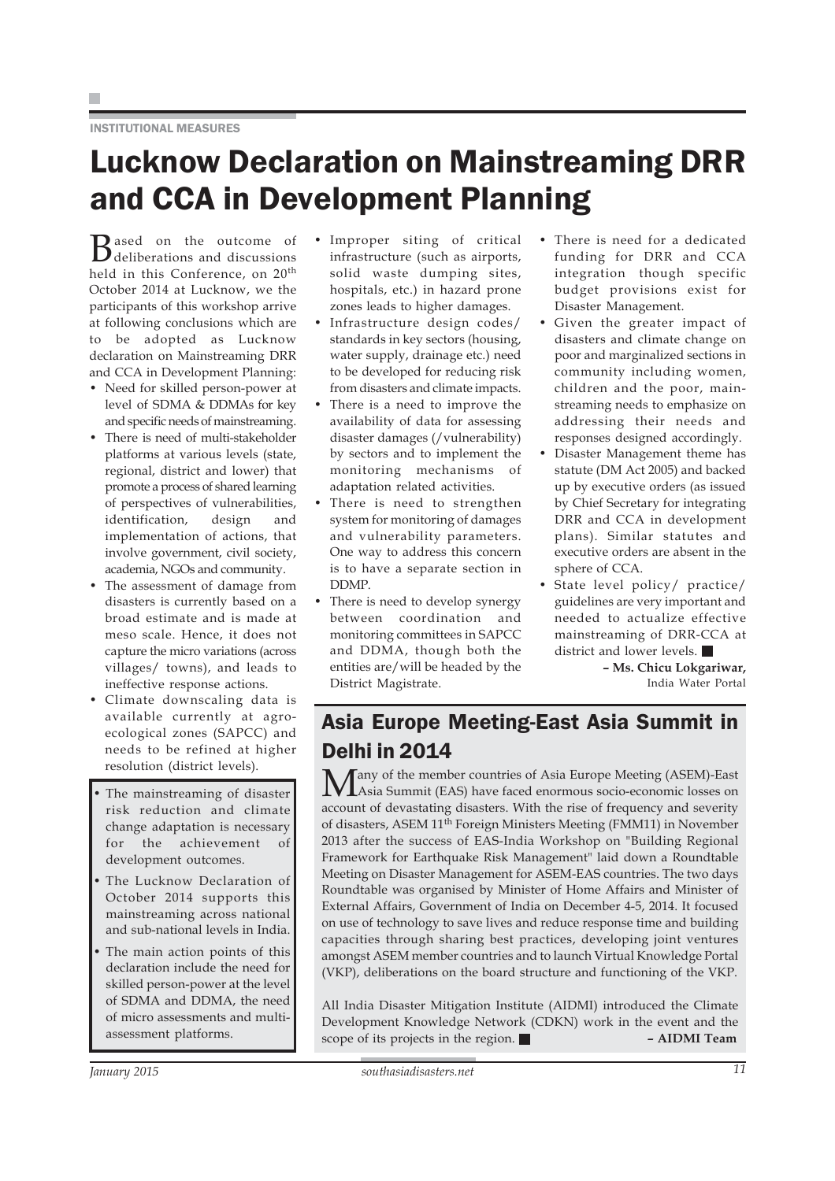INSTITUTIONAL MEASURES

# Lucknow Declaration on Mainstreaming DRR and CCA in Development Planning

Based on the outcome of deliberations and discussions held in this Conference, on 20th October 2014 at Lucknow, we the participants of this workshop arrive at following conclusions which are to be adopted as Lucknow declaration on Mainstreaming DRR and CCA in Development Planning:

- Need for skilled person-power at level of SDMA & DDMAs for key and specific needs of mainstreaming.
- There is need of multi-stakeholder platforms at various levels (state, regional, district and lower) that promote a process of shared learning of perspectives of vulnerabilities, identification, design and implementation of actions, that involve government, civil society, academia, NGOs and community.
- The assessment of damage from disasters is currently based on a broad estimate and is made at meso scale. Hence, it does not capture the micro variations (across villages/ towns), and leads to ineffective response actions.
- Climate downscaling data is available currently at agro-ecological zones (SAPCC) and needs to be refined at higher resolution (district levels).
- Improper siting of critical infrastructure (such as airports, solid waste dumping sites, hospitals, etc.) in hazard prone zones leads to higher damages.
- Infrastructure design codes/ standards in key sectors (housing, water supply, drainage etc.) need to be developed for reducing risk from disasters and climate impacts.
- There is a need to improve the availability of data for assessing disaster damages (/vulnerability) by sectors and to implement the monitoring mechanisms of adaptation related activities.
- There is need to strengthen system for monitoring of damages and vulnerability parameters. One way to address this concern is to have a separate section in DDMP.
- There is need to develop synergy between coordination and monitoring committees in SAPCC and DDMA, though both the entities are/will be headed by the District Magistrate.
- There is need for a dedicated funding for DRR and CCA integration though specific budget provisions exist for Disaster Management.
- Given the greater impact of disasters and climate change on poor and marginalized sections in community including women, children and the poor, mainstreaming needs to emphasize on addressing their needs and responses designed accordingly.
- Disaster Management theme has statute (DM Act 2005) and backed up by executive orders (as issued by Chief Secretary for integrating DRR and CCA in development plans). Similar statutes and executive orders are absent in the sphere of CCA.
- State level policy/ practice/ guidelines are very important and needed to actualize effective mainstreaming of DRR-CCA at district and lower levels. ■

**– Ms. Chicu Lokgariwar,**
India Water Portal

> - The mainstreaming of disaster risk reduction and climate change adaptation is necessary for the achievement of development outcomes.
> - The Lucknow Declaration of October 2014 supports this mainstreaming across national and sub-national levels in India.
> - The main action points of this declaration include the need for skilled person-power at the level of SDMA and DDMA, the need of micro assessments and multi-assessment platforms.

## Asia Europe Meeting-East Asia Summit in Delhi in 2014

Many of the member countries of Asia Europe Meeting (ASEM)-East Asia Summit (EAS) have faced enormous socio-economic losses on account of devastating disasters. With the rise of frequency and severity of disasters, ASEM 11th Foreign Ministers Meeting (FMM11) in November 2013 after the success of EAS-India Workshop on "Building Regional Framework for Earthquake Risk Management" laid down a Roundtable Meeting on Disaster Management for ASEM-EAS countries. The two days Roundtable was organised by Minister of Home Affairs and Minister of External Affairs, Government of India on December 4-5, 2014. It focused on use of technology to save lives and reduce response time and building capacities through sharing best practices, developing joint ventures amongst ASEM member countries and to launch Virtual Knowledge Portal (VKP), deliberations on the board structure and functioning of the VKP.

All India Disaster Mitigation Institute (AIDMI) introduced the Climate Development Knowledge Network (CDKN) work in the event and the scope of its projects in the region. ■ **– AIDMI Team**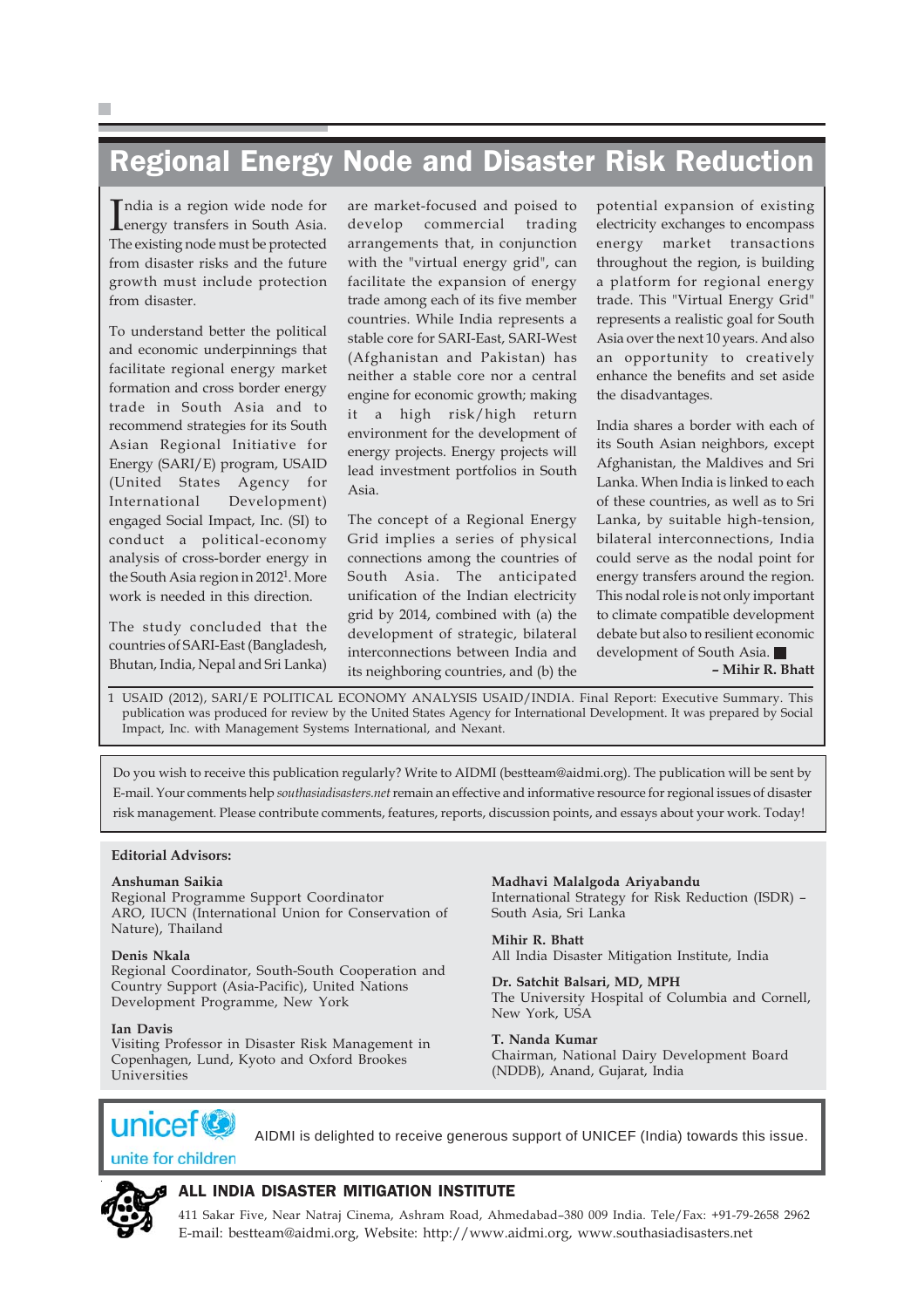# Regional Energy Node and Disaster Risk Reduction

India is a region wide node for energy transfers in South Asia. The existing node must be protected from disaster risks and the future growth must include protection from disaster.

To understand better the political and economic underpinnings that facilitate regional energy market formation and cross border energy trade in South Asia and to recommend strategies for its South Asian Regional Initiative for Energy (SARI/E) program, USAID (United States Agency for International Development) engaged Social Impact, Inc. (SI) to conduct a political-economy analysis of cross-border energy in the South Asia region in 2012[1]. More work is needed in this direction.

The study concluded that the countries of SARI-East (Bangladesh, Bhutan, India, Nepal and Sri Lanka) are market-focused and poised to develop commercial trading arrangements that, in conjunction with the "virtual energy grid", can facilitate the expansion of energy trade among each of its five member countries. While India represents a stable core for SARI-East, SARI-West (Afghanistan and Pakistan) has neither a stable core nor a central engine for economic growth; making it a high risk/high return environment for the development of energy projects. Energy projects will lead investment portfolios in South Asia.

The concept of a Regional Energy Grid implies a series of physical connections among the countries of South Asia. The anticipated unification of the Indian electricity grid by 2014, combined with (a) the development of strategic, bilateral interconnections between India and its neighboring countries, and (b) the potential expansion of existing electricity exchanges to encompass energy market transactions throughout the region, is building a platform for regional energy trade. This "Virtual Energy Grid" represents a realistic goal for South Asia over the next 10 years. And also an opportunity to creatively enhance the benefits and set aside the disadvantages.

India shares a border with each of its South Asian neighbors, except Afghanistan, the Maldives and Sri Lanka. When India is linked to each of these countries, as well as to Sri Lanka, by suitable high-tension, bilateral interconnections, India could serve as the nodal point for energy transfers around the region. This nodal role is not only important to climate compatible development debate but also to resilient economic development of South Asia. ■

**– Mihir R. Bhatt**

1 USAID (2012), SARI/E POLITICAL ECONOMY ANALYSIS USAID/INDIA. Final Report: Executive Summary. This publication was produced for review by the United States Agency for International Development. It was prepared by Social Impact, Inc. with Management Systems International, and Nexant.

Do you wish to receive this publication regularly? Write to AIDMI (bestteam@aidmi.org). The publication will be sent by E-mail. Your comments help *southasiadisasters.net* remain an effective and informative resource for regional issues of disaster risk management. Please contribute comments, features, reports, discussion points, and essays about your work. Today!

**Editorial Advisors:**

**Anshuman Saikia**
Regional Programme Support Coordinator
ARO, IUCN (International Union for Conservation of Nature), Thailand

**Denis Nkala**
Regional Coordinator, South-South Cooperation and Country Support (Asia-Pacific), United Nations Development Programme, New York

**Ian Davis**
Visiting Professor in Disaster Risk Management in Copenhagen, Lund, Kyoto and Oxford Brookes Universities

**Madhavi Malalgoda Ariyabandu**
International Strategy for Risk Reduction (ISDR) – South Asia, Sri Lanka

**Mihir R. Bhatt**
All India Disaster Mitigation Institute, India

**Dr. Satchit Balsari, MD, MPH**
The University Hospital of Columbia and Cornell, New York, USA

**T. Nanda Kumar**
Chairman, National Dairy Development Board (NDDB), Anand, Gujarat, India

unicef
unite for children

AIDMI is delighted to receive generous support of UNICEF (India) towards this issue.

**ALL INDIA DISASTER MITIGATION INSTITUTE**

411 Sakar Five, Near Natraj Cinema, Ashram Road, Ahmedabad–380 009 India. Tele/Fax: +91-79-2658 2962
E-mail: bestteam@aidmi.org, Website: http://www.aidmi.org, www.southasiadisasters.net